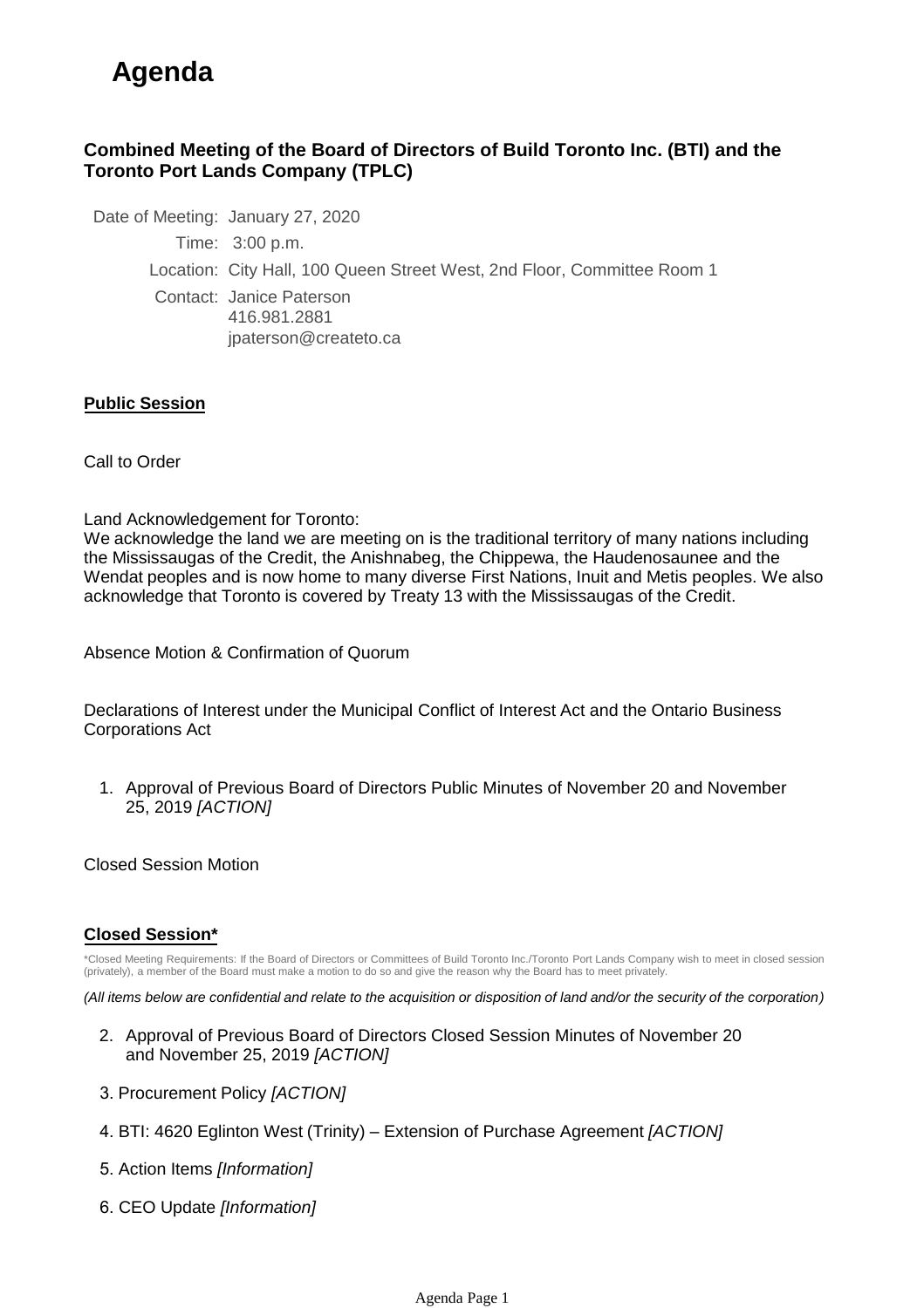# Agenda

**Combined Meeting of the Board of Directors of Build Toronto Inc. (BTI) and the Toronto Port Lands Company (TPLC)**

Date of Meeting: January 27, 2020

Time: 3:00 p.m.

Location: City Hall, 100 Queen Street West, 2nd Floor, Committee Room 1

Contact: Janice Paterson
416.981.2881
jpaterson@createto.ca

**<u>Public Session</u>**

Call to Order

Land Acknowledgement for Toronto:
We acknowledge the land we are meeting on is the traditional territory of many nations including the Mississaugas of the Credit, the Anishnabeg, the Chippewa, the Haudenosaunee and the Wendat peoples and is now home to many diverse First Nations, Inuit and Metis peoples. We also acknowledge that Toronto is covered by Treaty 13 with the Mississaugas of the Credit.

Absence Motion & Confirmation of Quorum

Declarations of Interest under the Municipal Conflict of Interest Act and the Ontario Business Corporations Act

1. Approval of Previous Board of Directors Public Minutes of November 20 and November 25, 2019 *[ACTION]*

Closed Session Motion

**<u>Closed Session*</u>**

*Closed Meeting Requirements: If the Board of Directors or Committees of Build Toronto Inc./Toronto Port Lands Company wish to meet in closed session (privately), a member of the Board must make a motion to do so and give the reason why the Board has to meet privately.

*(All items below are confidential and relate to the acquisition or disposition of land and/or the security of the corporation)*

2. Approval of Previous Board of Directors Closed Session Minutes of November 20 and November 25, 2019 *[ACTION]*
3. Procurement Policy *[ACTION]*
4. BTI: 4620 Eglinton West (Trinity) – Extension of Purchase Agreement *[ACTION]*
5. Action Items *[Information]*
6. CEO Update *[Information]*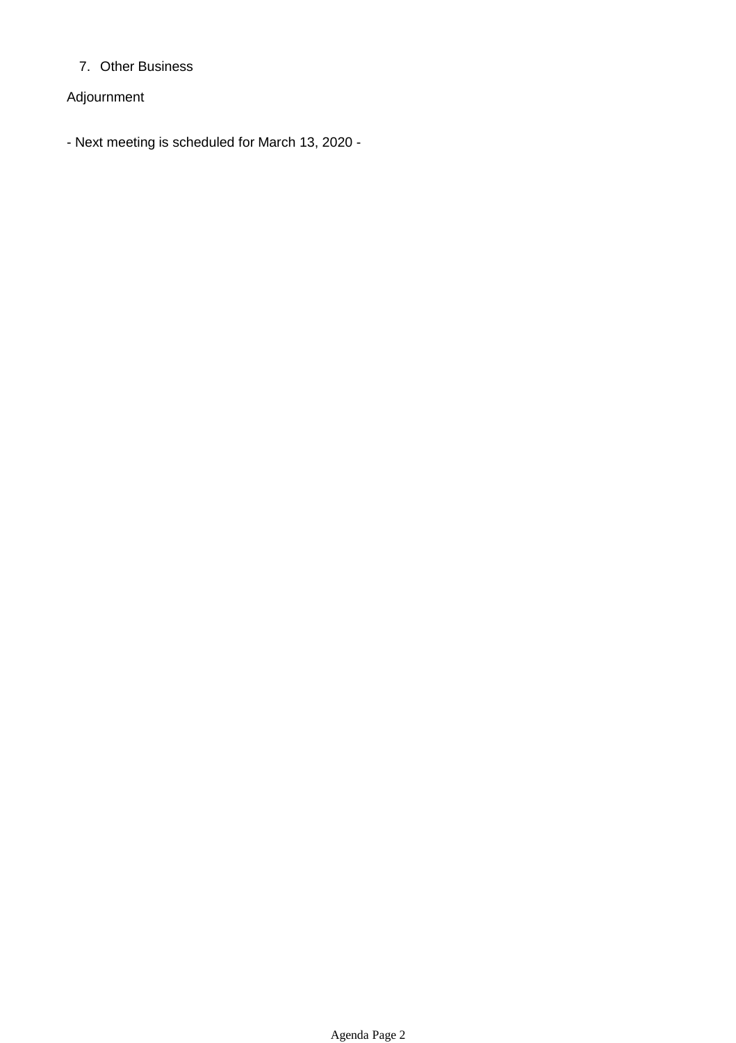7. Other Business

Adjournment

- Next meeting is scheduled for March 13, 2020 -